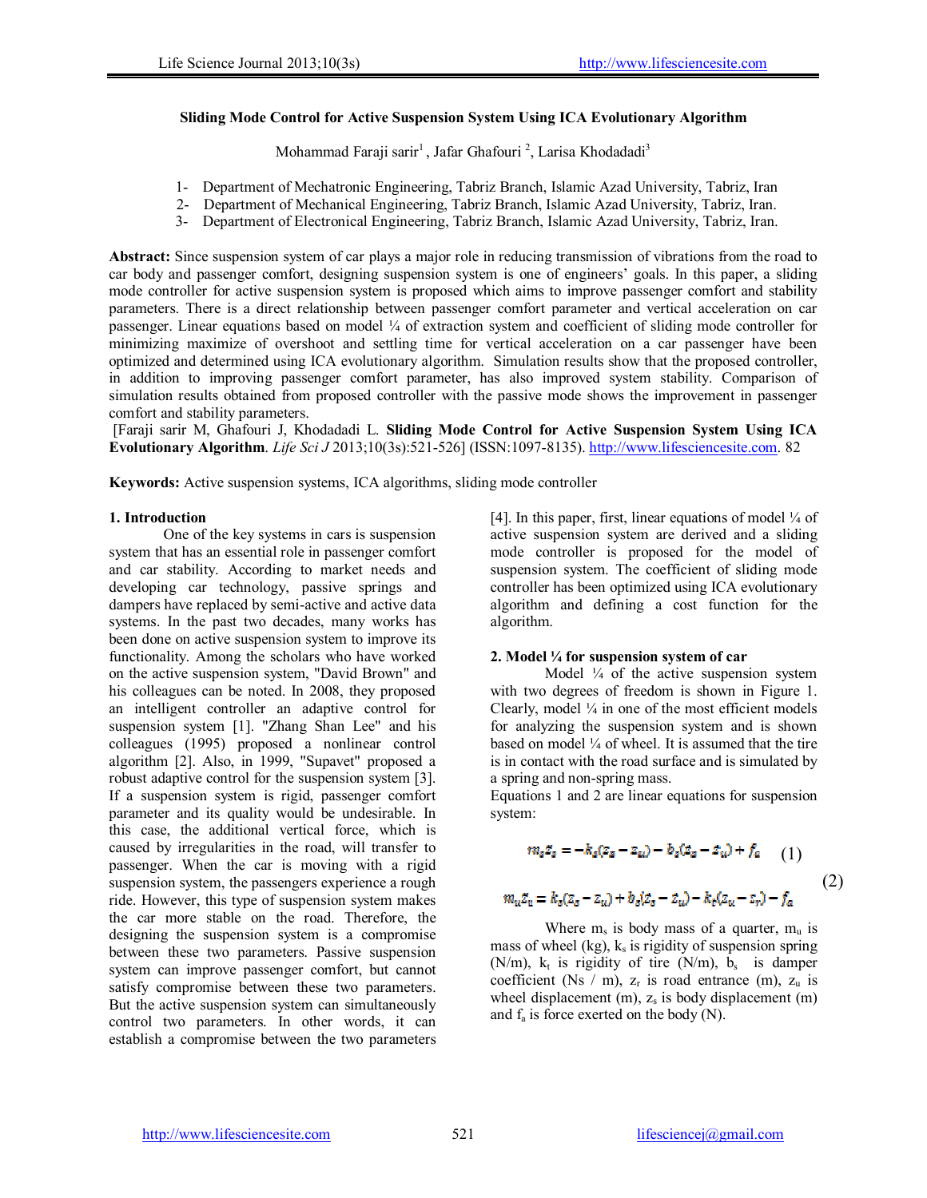# Sliding Mode Control for Active Suspension System Using ICA Evolutionary Algorithm

Mohammad Faraji sarir[1], Jafar Ghafouri [2], Larisa Khodadadi[3]

1- Department of Mechatronic Engineering, Tabriz Branch, Islamic Azad University, Tabriz, Iran
2- Department of Mechanical Engineering, Tabriz Branch, Islamic Azad University, Tabriz, Iran.
3- Department of Electronical Engineering, Tabriz Branch, Islamic Azad University, Tabriz, Iran.

**Abstract:** Since suspension system of car plays a major role in reducing transmission of vibrations from the road to car body and passenger comfort, designing suspension system is one of engineers' goals. In this paper, a sliding mode controller for active suspension system is proposed which aims to improve passenger comfort and stability parameters. There is a direct relationship between passenger comfort parameter and vertical acceleration on car passenger. Linear equations based on model ¼ of extraction system and coefficient of sliding mode controller for minimizing maximize of overshoot and settling time for vertical acceleration on a car passenger have been optimized and determined using ICA evolutionary algorithm. Simulation results show that the proposed controller, in addition to improving passenger comfort parameter, has also improved system stability. Comparison of simulation results obtained from proposed controller with the passive mode shows the improvement in passenger comfort and stability parameters.

[Faraji sarir M, Ghafouri J, Khodadadi L. **Sliding Mode Control for Active Suspension System Using ICA Evolutionary Algorithm**. *Life Sci J* 2013;10(3s):521-526] (ISSN:1097-8135). http://www.lifesciencesite.com. 82

**Keywords:** Active suspension systems, ICA algorithms, sliding mode controller

## 1. Introduction

One of the key systems in cars is suspension system that has an essential role in passenger comfort and car stability. According to market needs and developing car technology, passive springs and dampers have replaced by semi-active and active data systems. In the past two decades, many works has been done on active suspension system to improve its functionality. Among the scholars who have worked on the active suspension system, "David Brown" and his colleagues can be noted. In 2008, they proposed an intelligent controller an adaptive control for suspension system [1]. "Zhang Shan Lee" and his colleagues (1995) proposed a nonlinear control algorithm [2]. Also, in 1999, "Supavet" proposed a robust adaptive control for the suspension system [3]. If a suspension system is rigid, passenger comfort parameter and its quality would be undesirable. In this case, the additional vertical force, which is caused by irregularities in the road, will transfer to passenger. When the car is moving with a rigid suspension system, the passengers experience a rough ride. However, this type of suspension system makes the car more stable on the road. Therefore, the designing the suspension system is a compromise between these two parameters. Passive suspension system can improve passenger comfort, but cannot satisfy compromise between these two parameters. But the active suspension system can simultaneously control two parameters. In other words, it can establish a compromise between the two parameters [4]. In this paper, first, linear equations of model ¼ of active suspension system are derived and a sliding mode controller is proposed for the model of suspension system. The coefficient of sliding mode controller has been optimized using ICA evolutionary algorithm and defining a cost function for the algorithm.

## 2. Model ¼ for suspension system of car

Model ¼ of the active suspension system with two degrees of freedom is shown in Figure 1. Clearly, model ¼ in one of the most efficient models for analyzing the suspension system and is shown based on model ¼ of wheel. It is assumed that the tire is in contact with the road surface and is simulated by a spring and non-spring mass.

Equations 1 and 2 are linear equations for suspension system:

$$m_s\ddot{z}_s = -k_s(z_s - z_u) - b_s(\dot{z}_s - \dot{z}_u) + f_a \quad (1)$$

$$m_u\ddot{z}_u = k_s(z_s - z_u) + b_s(\dot{z}_s - \dot{z}_u) - k_t(z_u - z_r) - f_a \quad (2)$$

Where $m_s$ is body mass of a quarter, $m_u$ is mass of wheel (kg), $k_s$ is rigidity of suspension spring (N/m), $k_t$ is rigidity of tire (N/m), $b_s$ is damper coefficient (Ns / m), $z_r$ is road entrance (m), $z_u$ is wheel displacement (m), $z_s$ is body displacement (m) and $f_a$ is force exerted on the body (N).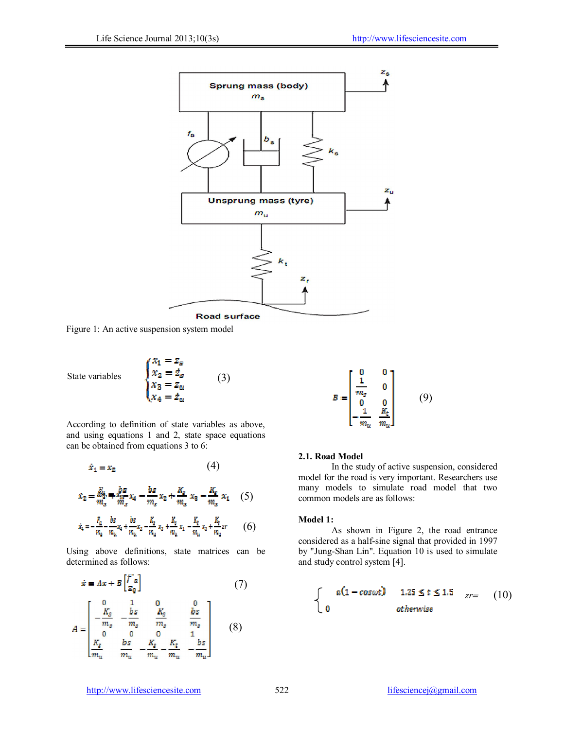Figure 1: An active suspension system model

State variables

$$\begin{cases} x_1 = z_s \\ x_2 = \dot{z}_s \\ x_3 = z_u \\ x_4 = \dot{z}_u \end{cases} \qquad (3)$$

According to definition of state variables as above, and using equations 1 and 2, state space equations can be obtained from equations 3 to 6:

$$\dot{x}_1 = x_2 \qquad (4)$$

$$\dot{x}_2 = \frac{F_a}{m_s} + \frac{bs}{m_s}x_4 - \frac{bs}{m_s}x_2 + \frac{K_s}{m_s}x_3 - \frac{K_s}{m_s}x_1 \qquad (5)$$

$$\dot{x}_4 = -\frac{F_a}{m_s} - \frac{bs}{m_u}x_4 + \frac{bs}{m_u}x_2 - \frac{K_s}{m_u}x_3 + \frac{K_s}{m_u}x_1 - \frac{K_t}{m_u}x_3 + \frac{K_t}{m_u}zr \qquad (6)$$

Using above definitions, state matrices can be determined as follows:

$$\dot{x} = Ax + B\begin{bmatrix} f_a \\ z_0 \end{bmatrix} \qquad (7)$$

$$A = \begin{bmatrix} 0 & 1 & 0 & 0 \\ -\frac{K_s}{m_s} & -\frac{bs}{m_s} & \frac{K_s}{m_s} & \frac{bs}{m_s} \\ 0 & 0 & 0 & 1 \\ \frac{K_s}{m_u} & \frac{bs}{m_u} & -\frac{K_s}{m_u} - \frac{K_t}{m_u} & -\frac{bs}{m_u} \end{bmatrix} \qquad (8)$$

$$B = \begin{bmatrix} 0 & 0 \\ \frac{1}{m_s} & 0 \\ 0 & 0 \\ -\frac{1}{m_u} & \frac{K_t}{m_u} \end{bmatrix} \qquad (9)$$

### 2.1. Road Model

In the study of active suspension, considered model for the road is very important. Researchers use many models to simulate road model that two common models are as follows:

**Model 1:**

As shown in Figure 2, the road entrance considered as a half-sine signal that provided in 1997 by "Jung-Shan Lin". Equation 10 is used to simulate and study control system [4].

$$zr = \begin{cases} a(1 - \cos\omega t) & 1.25 \le t \le 1.5 \\ 0 & \text{otherwise} \end{cases} \qquad (10)$$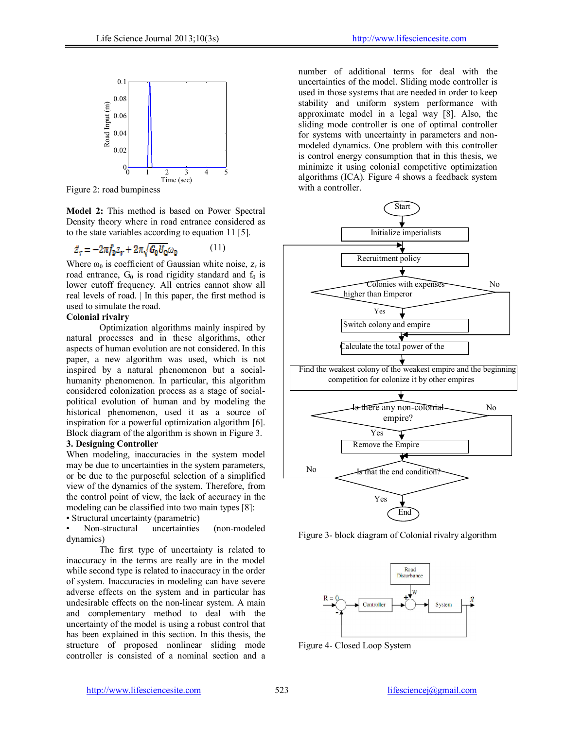Figure 2: road bumpiness

**Model 2:** This method is based on Power Spectral Density theory where in road entrance considered as to the state variables according to equation 11 [5].

$$\dot{z}_r = -2\pi f_0 z_r + 2\pi\sqrt{G_0 U_0}\omega_0 \qquad (11)$$

Where $\omega_0$ is coefficient of Gaussian white noise, $z_r$ is road entrance, $G_0$ is road rigidity standard and $f_0$ is lower cutoff frequency. All entries cannot show all real levels of road. | In this paper, the first method is used to simulate the road.

**Colonial rivalry**

Optimization algorithms mainly inspired by natural processes and in these algorithms, other aspects of human evolution are not considered. In this paper, a new algorithm was used, which is not inspired by a natural phenomenon but a social-humanity phenomenon. In particular, this algorithm considered colonization process as a stage of social-political evolution of human and by modeling the historical phenomenon, used it as a source of inspiration for a powerful optimization algorithm [6]. Block diagram of the algorithm is shown in Figure 3.

## 3. Designing Controller

When modeling, inaccuracies in the system model may be due to uncertainties in the system parameters, or be due to the purposeful selection of a simplified view of the dynamics of the system. Therefore, from the control point of view, the lack of accuracy in the modeling can be classified into two main types [8]:

- Structural uncertainty (parametric)
- Non-structural uncertainties (non-modeled dynamics)

The first type of uncertainty is related to inaccuracy in the terms are really are in the model while second type is related to inaccuracy in the order of system. Inaccuracies in modeling can have severe adverse effects on the system and in particular has undesirable effects on the non-linear system. A main and complementary method to deal with the uncertainty of the model is using a robust control that has been explained in this section. In this thesis, the structure of proposed nonlinear sliding mode controller is consisted of a nominal section and a number of additional terms for deal with the uncertainties of the model. Sliding mode controller is used in those systems that are needed in order to keep stability and uniform system performance with approximate model in a legal way [8]. Also, the sliding mode controller is one of optimal controller for systems with uncertainty in parameters and non-modeled dynamics. One problem with this controller is control energy consumption that in this thesis, we minimize it using colonial competitive optimization algorithms (ICA). Figure 4 shows a feedback system with a controller.

Figure 3- block diagram of Colonial rivalry algorithm

Figure 4- Closed Loop System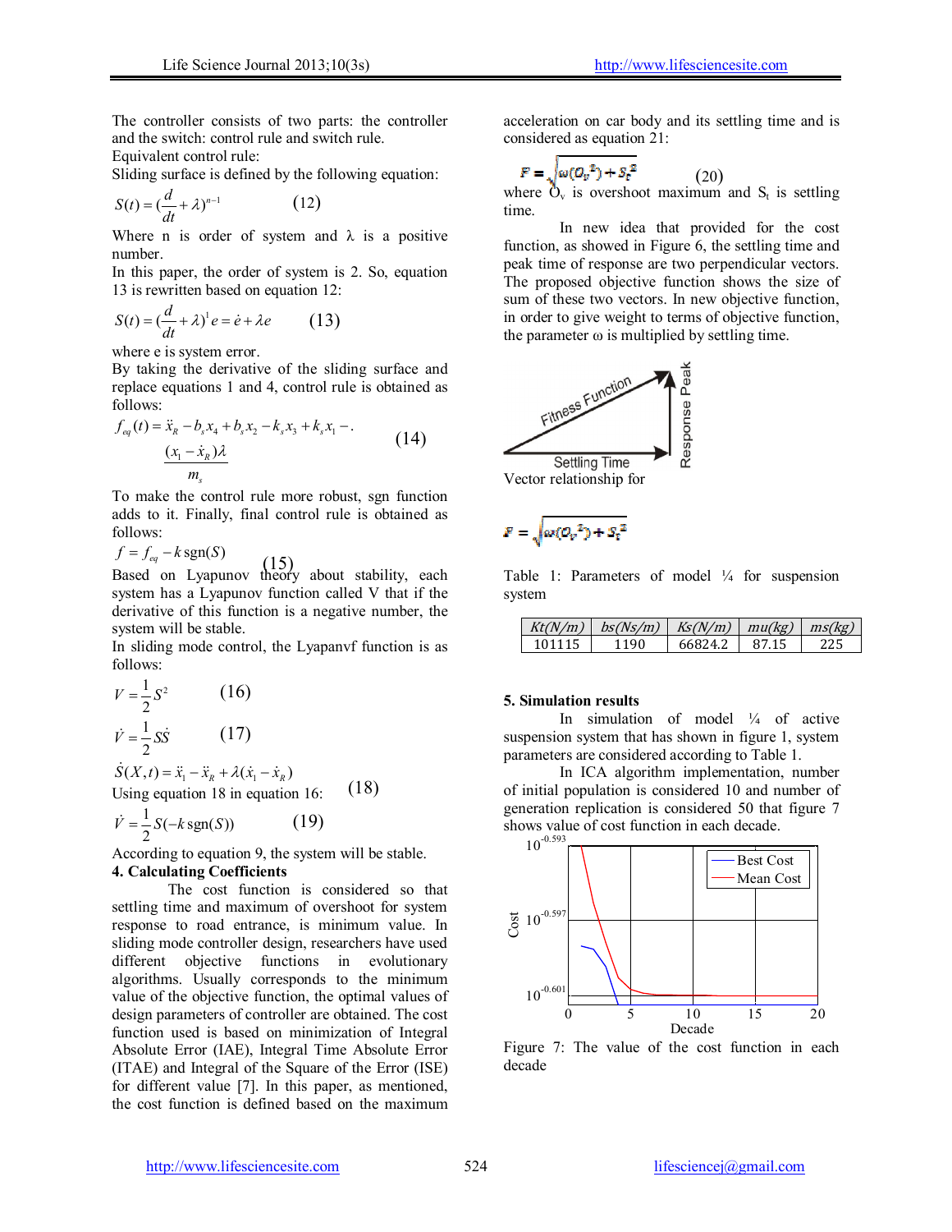The controller consists of two parts: the controller and the switch: control rule and switch rule.

Equivalent control rule:

Sliding surface is defined by the following equation:

$$S(t) = (\frac{d}{dt} + \lambda)^{n-1} \qquad (12)$$

Where n is order of system and λ is a positive number.

In this paper, the order of system is 2. So, equation 13 is rewritten based on equation 12:

$$S(t) = (\frac{d}{dt} + \lambda)^{1} e = \dot{e} + \lambda e \qquad (13)$$

where e is system error.

By taking the derivative of the sliding surface and replace equations 1 and 4, control rule is obtained as follows:

$$f_{eq}(t) = \ddot{x}_R - b_s x_4 + b_s x_2 - k_s x_3 + k_s x_1 - . \frac{(x_1 - \dot{x}_R)\lambda}{m_s} \qquad (14)$$

To make the control rule more robust, sgn function adds to it. Finally, final control rule is obtained as follows:

$$f = f_{eq} - k\,\mathrm{sgn}(S) \qquad (15)$$

Based on Lyapunov theory about stability, each system has a Lyapunov function called V that if the derivative of this function is a negative number, the system will be stable.

In sliding mode control, the Lyapanvf function is as follows:

$$V = \frac{1}{2} S^2 \qquad (16)$$

$$\dot{V} = \frac{1}{2} S\dot{S} \qquad (17)$$

$$\dot{S}(X,t) = \ddot{x}_1 - \ddot{x}_R + \lambda(\dot{x}_1 - \dot{x}_R) \qquad (18)$$

Using equation 18 in equation 16:

$$\dot{V} = \frac{1}{2} S(-k\,\mathrm{sgn}(S)) \qquad (19)$$

According to equation 9, the system will be stable.

## 4. Calculating Coefficients

The cost function is considered so that settling time and maximum of overshoot for system response to road entrance, is minimum value. In sliding mode controller design, researchers have used different objective functions in evolutionary algorithms. Usually corresponds to the minimum value of the objective function, the optimal values of design parameters of controller are obtained. The cost function used is based on minimization of Integral Absolute Error (IAE), Integral Time Absolute Error (ITAE) and Integral of the Square of the Error (ISE) for different value [7]. In this paper, as mentioned, the cost function is defined based on the maximum acceleration on car body and its settling time and is considered as equation 21:

$$F = \sqrt{\omega(O_v^{\,2}) + S_t^{\,2}} \qquad (20)$$

where $O_v$ is overshoot maximum and $S_t$ is settling time.

In new idea that provided for the cost function, as showed in Figure 6, the settling time and peak time of response are two perpendicular vectors. The proposed objective function shows the size of sum of these two vectors. In new objective function, in order to give weight to terms of objective function, the parameter ω is multiplied by settling time.

Vector relationship for

$$F = \sqrt{\omega(O_v^{\,2}) + S_t^{\,2}}$$

Table 1: Parameters of model ¼ for suspension system

| Kt(N/m) | bs(Ns/m) | Ks(N/m) | mu(kg) | ms(kg) |
|---|---|---|---|---|
| 101115 | 1190 | 66824.2 | 87.15 | 225 |

## 5. Simulation results

In simulation of model ¼ of active suspension system that has shown in figure 1, system parameters are considered according to Table 1.

In ICA algorithm implementation, number of initial population is considered 10 and number of generation replication is considered 50 that figure 7 shows value of cost function in each decade.

Figure 7: The value of the cost function in each decade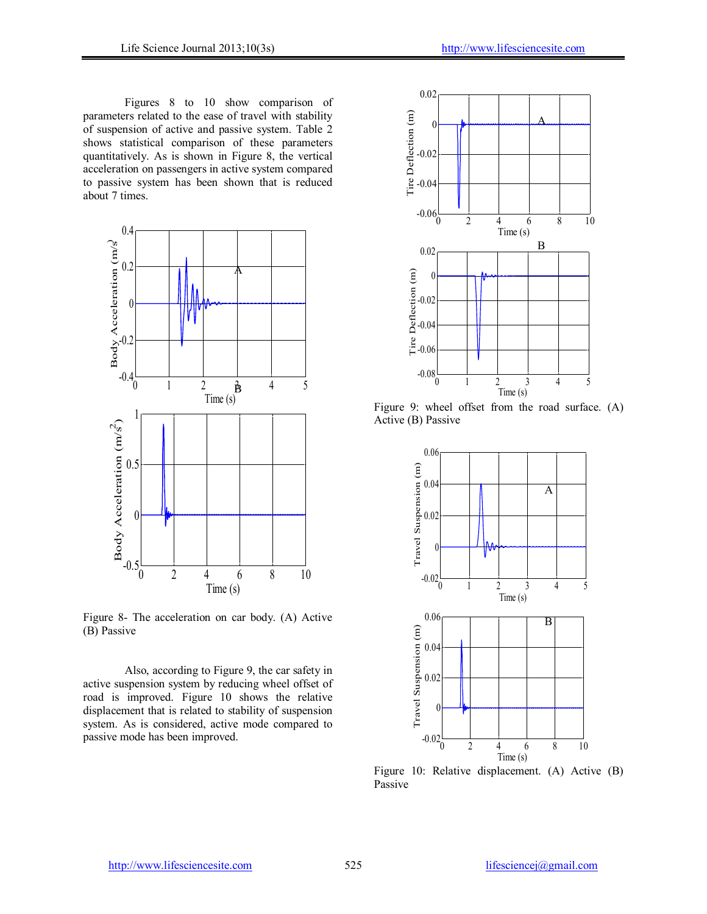Figures 8 to 10 show comparison of parameters related to the ease of travel with stability of suspension of active and passive system. Table 2 shows statistical comparison of these parameters quantitatively. As is shown in Figure 8, the vertical acceleration on passengers in active system compared to passive system has been shown that is reduced about 7 times.

Figure 8- The acceleration on car body. (A) Active (B) Passive

Also, according to Figure 9, the car safety in active suspension system by reducing wheel offset of road is improved. Figure 10 shows the relative displacement that is related to stability of suspension system. As is considered, active mode compared to passive mode has been improved.

Figure 9: wheel offset from the road surface. (A) Active (B) Passive

Figure 10: Relative displacement. (A) Active (B) Passive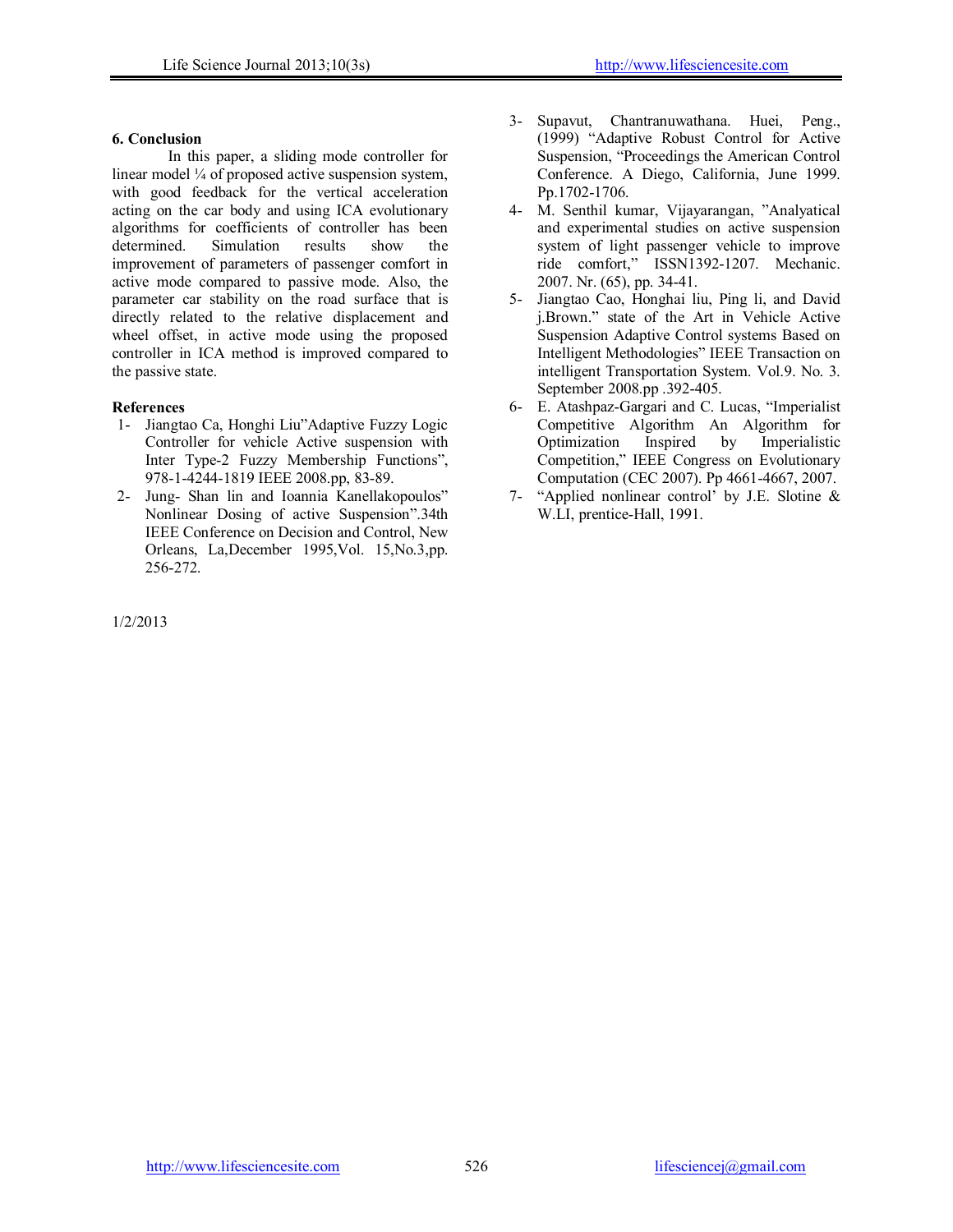## 6. Conclusion

In this paper, a sliding mode controller for linear model ¼ of proposed active suspension system, with good feedback for the vertical acceleration acting on the car body and using ICA evolutionary algorithms for coefficients of controller has been determined. Simulation results show the improvement of parameters of passenger comfort in active mode compared to passive mode. Also, the parameter car stability on the road surface that is directly related to the relative displacement and wheel offset, in active mode using the proposed controller in ICA method is improved compared to the passive state.

## References

1- Jiangtao Ca, Honghi Liu"Adaptive Fuzzy Logic Controller for vehicle Active suspension with Inter Type-2 Fuzzy Membership Functions", 978-1-4244-1819 IEEE 2008.pp, 83-89.

2- Jung- Shan lin and Ioannia Kanellakopoulos" Nonlinear Dosing of active Suspension".34th IEEE Conference on Decision and Control, New Orleans, La,December 1995,Vol. 15,No.3,pp. 256-272.

3- Supavut, Chantranuwathana. Huei, Peng., (1999) "Adaptive Robust Control for Active Suspension, "Proceedings the American Control Conference. A Diego, California, June 1999. Pp.1702-1706.

4- M. Senthil kumar, Vijayarangan, "Analyatical and experimental studies on active suspension system of light passenger vehicle to improve ride comfort," ISSN1392-1207. Mechanic. 2007. Nr. (65), pp. 34-41.

5- Jiangtao Cao, Honghai liu, Ping li, and David j.Brown." state of the Art in Vehicle Active Suspension Adaptive Control systems Based on Intelligent Methodologies" IEEE Transaction on intelligent Transportation System. Vol.9. No. 3. September 2008.pp .392-405.

6- E. Atashpaz-Gargari and C. Lucas, "Imperialist Competitive Algorithm An Algorithm for Optimization Inspired by Imperialistic Competition," IEEE Congress on Evolutionary Computation (CEC 2007). Pp 4661-4667, 2007.

7- "Applied nonlinear control' by J.E. Slotine & W.LI, prentice-Hall, 1991.

1/2/2013